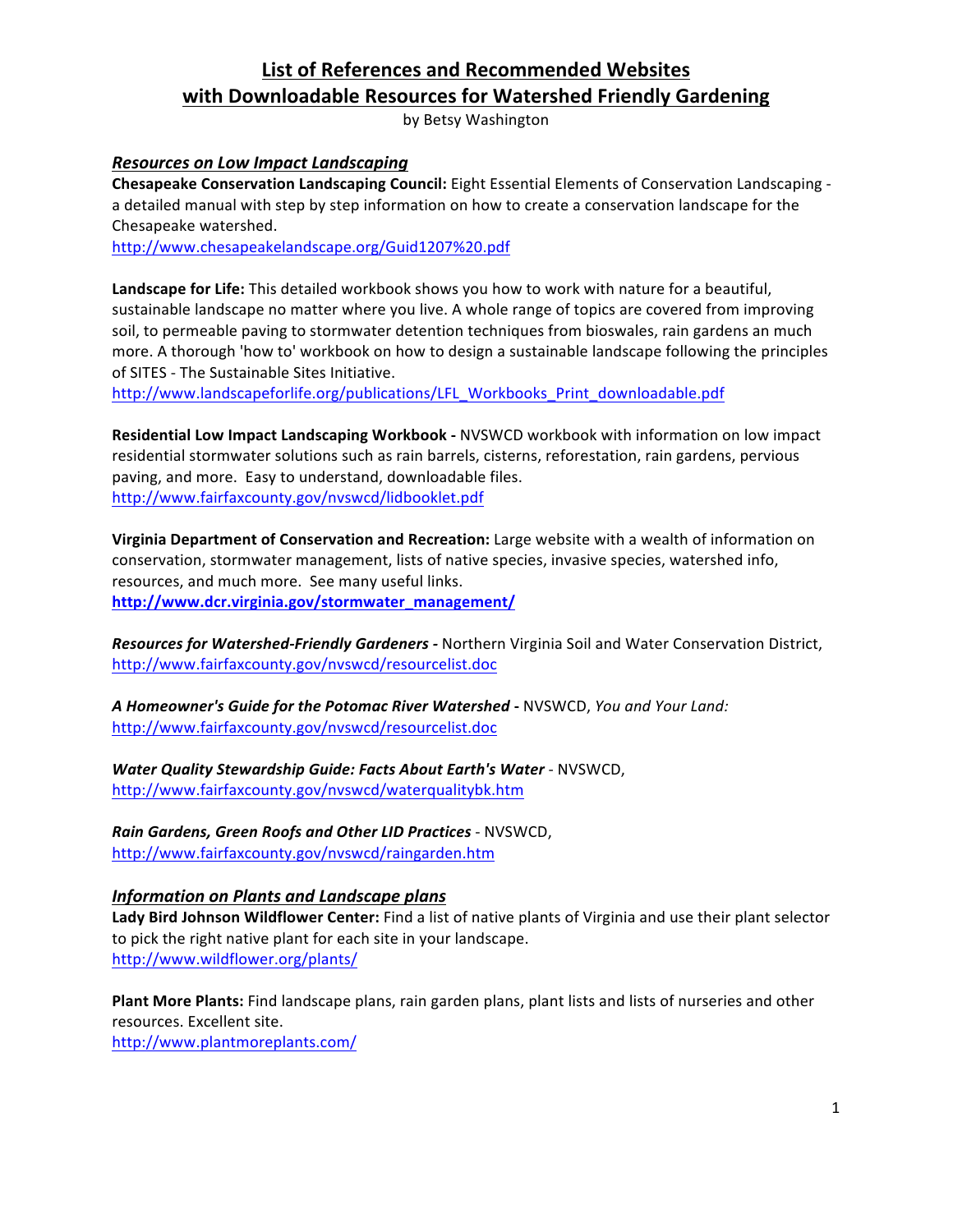# List of References and Recommended Websites with Downloadable Resources for Watershed Friendly Gardening

by Betsy Washington

## *Resources on Low Impact Landscaping*

**Chesapeake Conservation Landscaping Council:** Eight Essential Elements of Conservation Landscaping - a detailed manual with step by step information on how to create a conservation landscape for the Chesapeake watershed.
http://www.chesapeakelandscape.org/Guid1207%20.pdf

**Landscape for Life:** This detailed workbook shows you how to work with nature for a beautiful, sustainable landscape no matter where you live. A whole range of topics are covered from improving soil, to permeable paving to stormwater detention techniques from bioswales, rain gardens an much more. A thorough 'how to' workbook on how to design a sustainable landscape following the principles of SITES - The Sustainable Sites Initiative.
http://www.landscapeforlife.org/publications/LFL_Workbooks_Print_downloadable.pdf

**Residential Low Impact Landscaping Workbook -** NVSWCD workbook with information on low impact residential stormwater solutions such as rain barrels, cisterns, reforestation, rain gardens, pervious paving, and more. Easy to understand, downloadable files.
http://www.fairfaxcounty.gov/nvswcd/lidbooklet.pdf

**Virginia Department of Conservation and Recreation:** Large website with a wealth of information on conservation, stormwater management, lists of native species, invasive species, watershed info, resources, and much more. See many useful links.
**http://www.dcr.virginia.gov/stormwater_management/**

***Resources for Watershed-Friendly Gardeners -*** Northern Virginia Soil and Water Conservation District, http://www.fairfaxcounty.gov/nvswcd/resourcelist.doc

***A Homeowner's Guide for the Potomac River Watershed -*** NVSWCD, *You and Your Land:* http://www.fairfaxcounty.gov/nvswcd/resourcelist.doc

***Water Quality Stewardship Guide: Facts About Earth's Water*** - NVSWCD,
http://www.fairfaxcounty.gov/nvswcd/waterqualitybk.htm

***Rain Gardens, Green Roofs and Other LID Practices*** - NVSWCD,
http://www.fairfaxcounty.gov/nvswcd/raingarden.htm

## *Information on Plants and Landscape plans*

**Lady Bird Johnson Wildflower Center:** Find a list of native plants of Virginia and use their plant selector to pick the right native plant for each site in your landscape.
http://www.wildflower.org/plants/

**Plant More Plants:** Find landscape plans, rain garden plans, plant lists and lists of nurseries and other resources. Excellent site.
http://www.plantmoreplants.com/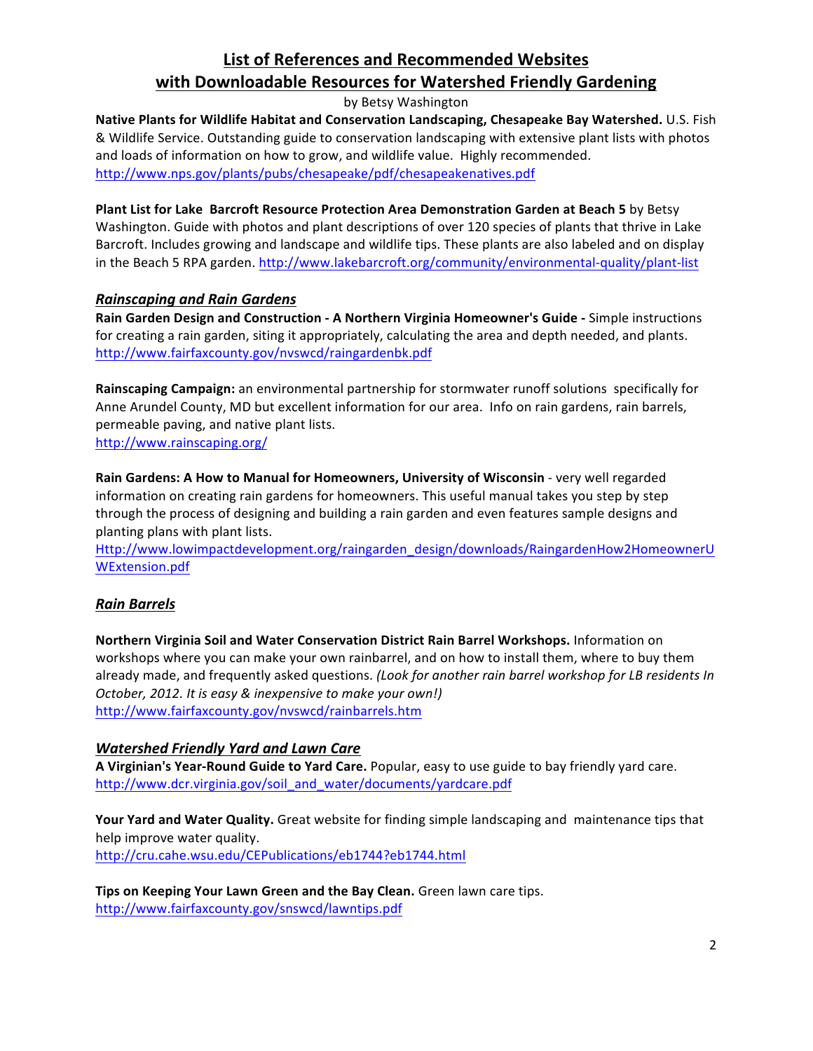# List of References and Recommended Websites with Downloadable Resources for Watershed Friendly Gardening

by Betsy Washington

**Native Plants for Wildlife Habitat and Conservation Landscaping, Chesapeake Bay Watershed.** U.S. Fish & Wildlife Service. Outstanding guide to conservation landscaping with extensive plant lists with photos and loads of information on how to grow, and wildlife value. Highly recommended.
http://www.nps.gov/plants/pubs/chesapeake/pdf/chesapeakenatives.pdf

**Plant List for Lake Barcroft Resource Protection Area Demonstration Garden at Beach 5** by Betsy Washington. Guide with photos and plant descriptions of over 120 species of plants that thrive in Lake Barcroft. Includes growing and landscape and wildlife tips. These plants are also labeled and on display in the Beach 5 RPA garden. http://www.lakebarcroft.org/community/environmental-quality/plant-list

## *Rainscaping and Rain Gardens*

**Rain Garden Design and Construction - A Northern Virginia Homeowner's Guide -** Simple instructions for creating a rain garden, siting it appropriately, calculating the area and depth needed, and plants.
http://www.fairfaxcounty.gov/nvswcd/raingardenbk.pdf

**Rainscaping Campaign:** an environmental partnership for stormwater runoff solutions specifically for Anne Arundel County, MD but excellent information for our area. Info on rain gardens, rain barrels, permeable paving, and native plant lists.
http://www.rainscaping.org/

**Rain Gardens: A How to Manual for Homeowners, University of Wisconsin** - very well regarded information on creating rain gardens for homeowners. This useful manual takes you step by step through the process of designing and building a rain garden and even features sample designs and planting plans with plant lists.
Http://www.lowimpactdevelopment.org/raingarden_design/downloads/RaingardenHow2HomeownerUWExtension.pdf

## *Rain Barrels*

**Northern Virginia Soil and Water Conservation District Rain Barrel Workshops.** Information on workshops where you can make your own rainbarrel, and on how to install them, where to buy them already made, and frequently asked questions. *(Look for another rain barrel workshop for LB residents In October, 2012. It is easy & inexpensive to make your own!)*
http://www.fairfaxcounty.gov/nvswcd/rainbarrels.htm

## *Watershed Friendly Yard and Lawn Care*

**A Virginian's Year-Round Guide to Yard Care.** Popular, easy to use guide to bay friendly yard care.
http://www.dcr.virginia.gov/soil_and_water/documents/yardcare.pdf

**Your Yard and Water Quality.** Great website for finding simple landscaping and maintenance tips that help improve water quality.
http://cru.cahe.wsu.edu/CEPublications/eb1744?eb1744.html

**Tips on Keeping Your Lawn Green and the Bay Clean.** Green lawn care tips.
http://www.fairfaxcounty.gov/snswcd/lawntips.pdf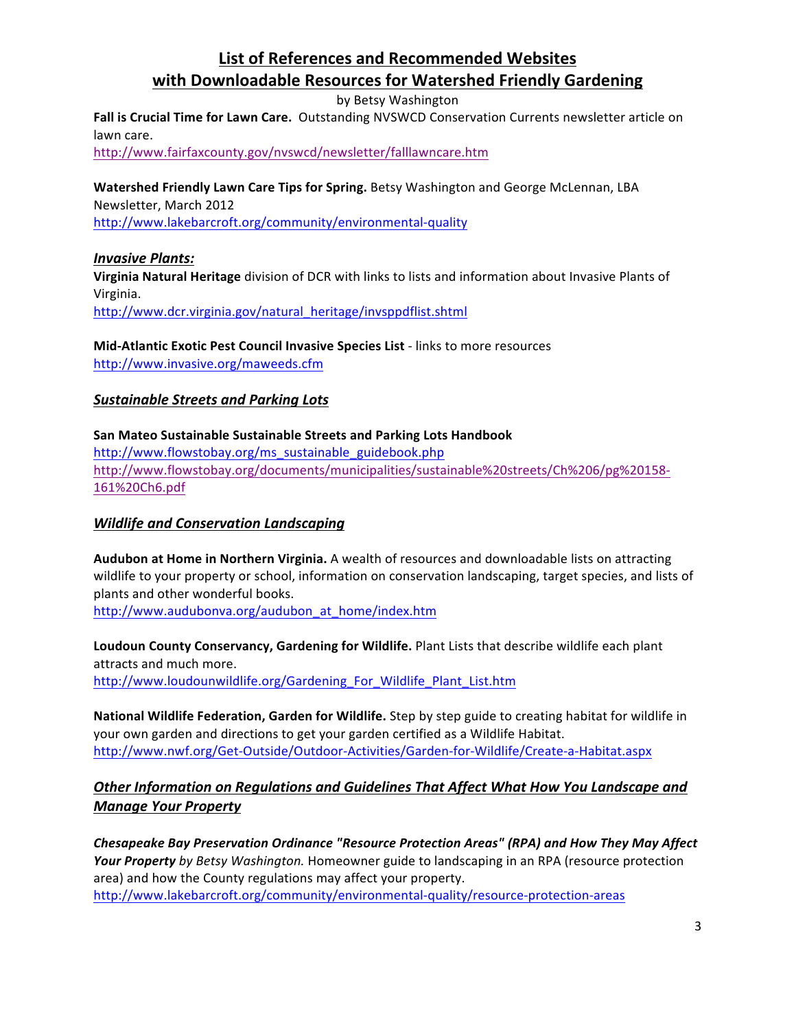# List of References and Recommended Websites with Downloadable Resources for Watershed Friendly Gardening

by Betsy Washington

**Fall is Crucial Time for Lawn Care.** Outstanding NVSWCD Conservation Currents newsletter article on lawn care.
http://www.fairfaxcounty.gov/nvswcd/newsletter/falllawncare.htm

**Watershed Friendly Lawn Care Tips for Spring.** Betsy Washington and George McLennan, LBA Newsletter, March 2012
http://www.lakebarcroft.org/community/environmental-quality

## ***Invasive Plants:***

**Virginia Natural Heritage** division of DCR with links to lists and information about Invasive Plants of Virginia.
http://www.dcr.virginia.gov/natural_heritage/invsppdflist.shtml

**Mid-Atlantic Exotic Pest Council Invasive Species List** - links to more resources
http://www.invasive.org/maweeds.cfm

## ***Sustainable Streets and Parking Lots***

**San Mateo Sustainable Sustainable Streets and Parking Lots Handbook**
http://www.flowstobay.org/ms_sustainable_guidebook.php
http://www.flowstobay.org/documents/municipalities/sustainable%20streets/Ch%206/pg%20158-161%20Ch6.pdf

## ***Wildlife and Conservation Landscaping***

**Audubon at Home in Northern Virginia.** A wealth of resources and downloadable lists on attracting wildlife to your property or school, information on conservation landscaping, target species, and lists of plants and other wonderful books.
http://www.audubonva.org/audubon_at_home/index.htm

**Loudoun County Conservancy, Gardening for Wildlife.** Plant Lists that describe wildlife each plant attracts and much more.
http://www.loudounwildlife.org/Gardening_For_Wildlife_Plant_List.htm

**National Wildlife Federation, Garden for Wildlife.** Step by step guide to creating habitat for wildlife in your own garden and directions to get your garden certified as a Wildlife Habitat.
http://www.nwf.org/Get-Outside/Outdoor-Activities/Garden-for-Wildlife/Create-a-Habitat.aspx

## ***Other Information on Regulations and Guidelines That Affect What How You Landscape and Manage Your Property***

***Chesapeake Bay Preservation Ordinance "Resource Protection Areas" (RPA) and How They May Affect Your Property*** *by Betsy Washington.* Homeowner guide to landscaping in an RPA (resource protection area) and how the County regulations may affect your property.
http://www.lakebarcroft.org/community/environmental-quality/resource-protection-areas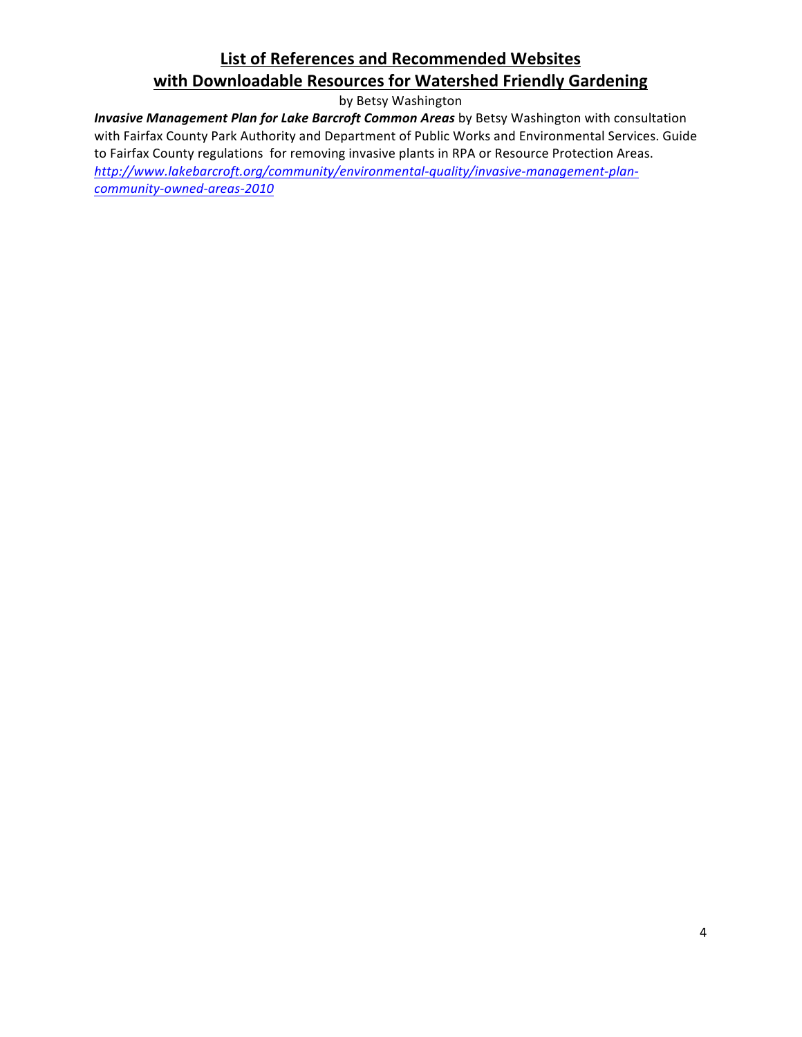# List of References and Recommended Websites with Downloadable Resources for Watershed Friendly Gardening

by Betsy Washington

***Invasive Management Plan for Lake Barcroft Common Areas*** by Betsy Washington with consultation with Fairfax County Park Authority and Department of Public Works and Environmental Services. Guide to Fairfax County regulations for removing invasive plants in RPA or Resource Protection Areas. *http://www.lakebarcroft.org/community/environmental-quality/invasive-management-plan-community-owned-areas-2010*